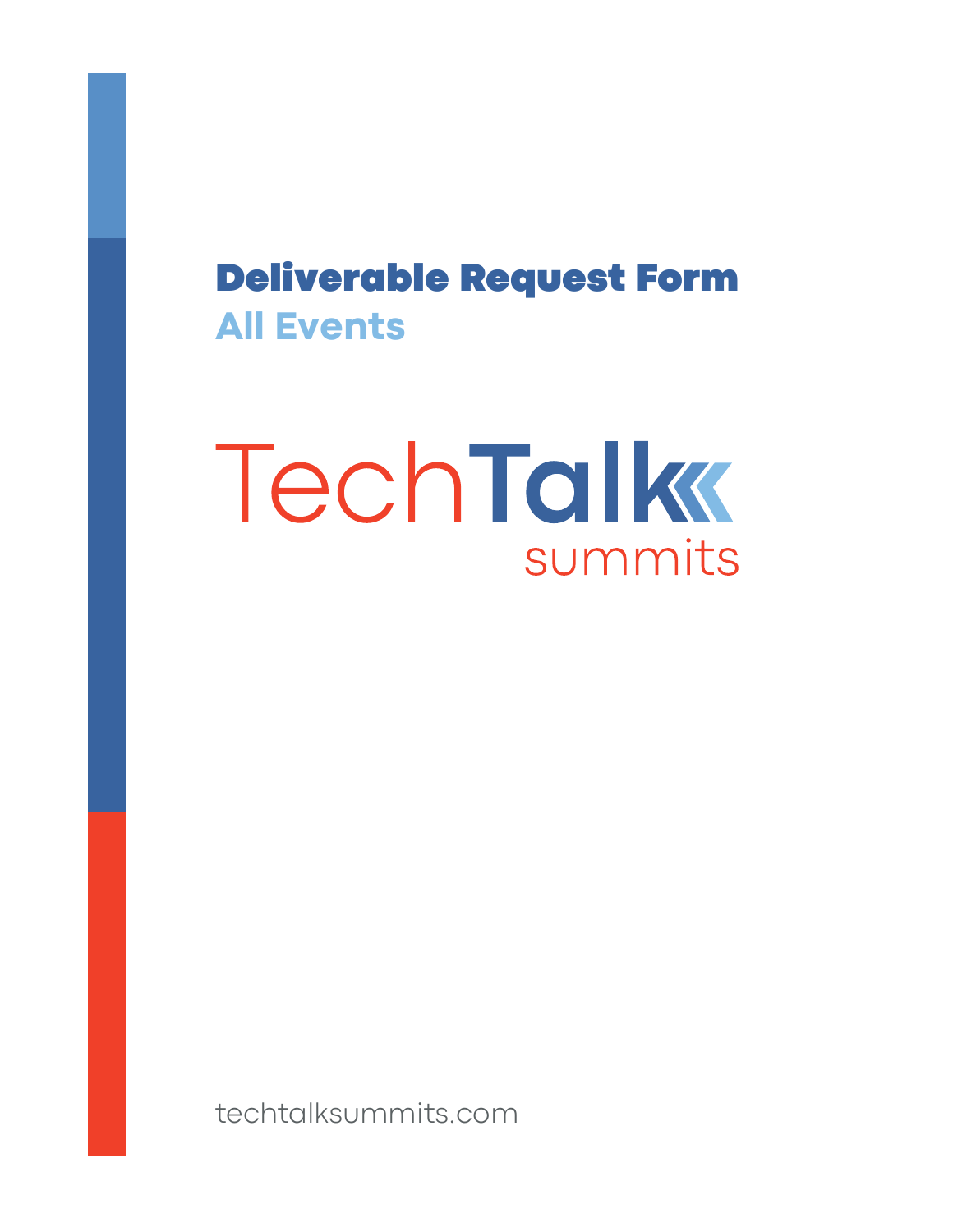# Deliverable Request Form

## All Events

TechTalk summits

techtalksummits.com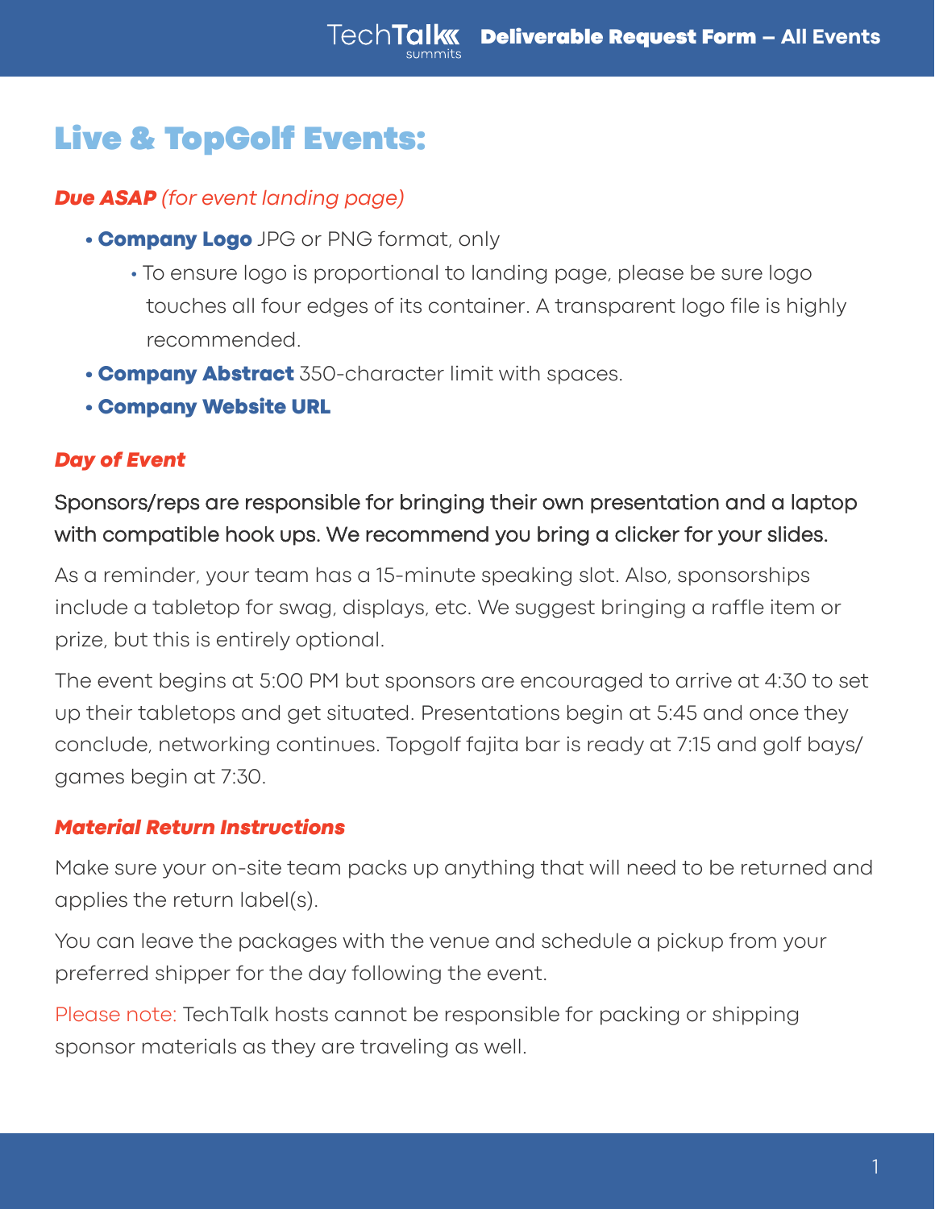# Live & TopGolf Events:

***Due ASAP** (for event landing page)*

- **Company Logo** JPG or PNG format, only
  - To ensure logo is proportional to landing page, please be sure logo touches all four edges of its container. A transparent logo file is highly recommended.
- **Company Abstract** 350-character limit with spaces.
- **Company Website URL**

***Day of Event***

Sponsors/reps are responsible for bringing their own presentation and a laptop with compatible hook ups. We recommend you bring a clicker for your slides.

As a reminder, your team has a 15-minute speaking slot. Also, sponsorships include a tabletop for swag, displays, etc. We suggest bringing a raffle item or prize, but this is entirely optional.

The event begins at 5:00 PM but sponsors are encouraged to arrive at 4:30 to set up their tabletops and get situated. Presentations begin at 5:45 and once they conclude, networking continues. Topgolf fajita bar is ready at 7:15 and golf bays/games begin at 7:30.

***Material Return Instructions***

Make sure your on-site team packs up anything that will need to be returned and applies the return label(s).

You can leave the packages with the venue and schedule a pickup from your preferred shipper for the day following the event.

Please note: TechTalk hosts cannot be responsible for packing or shipping sponsor materials as they are traveling as well.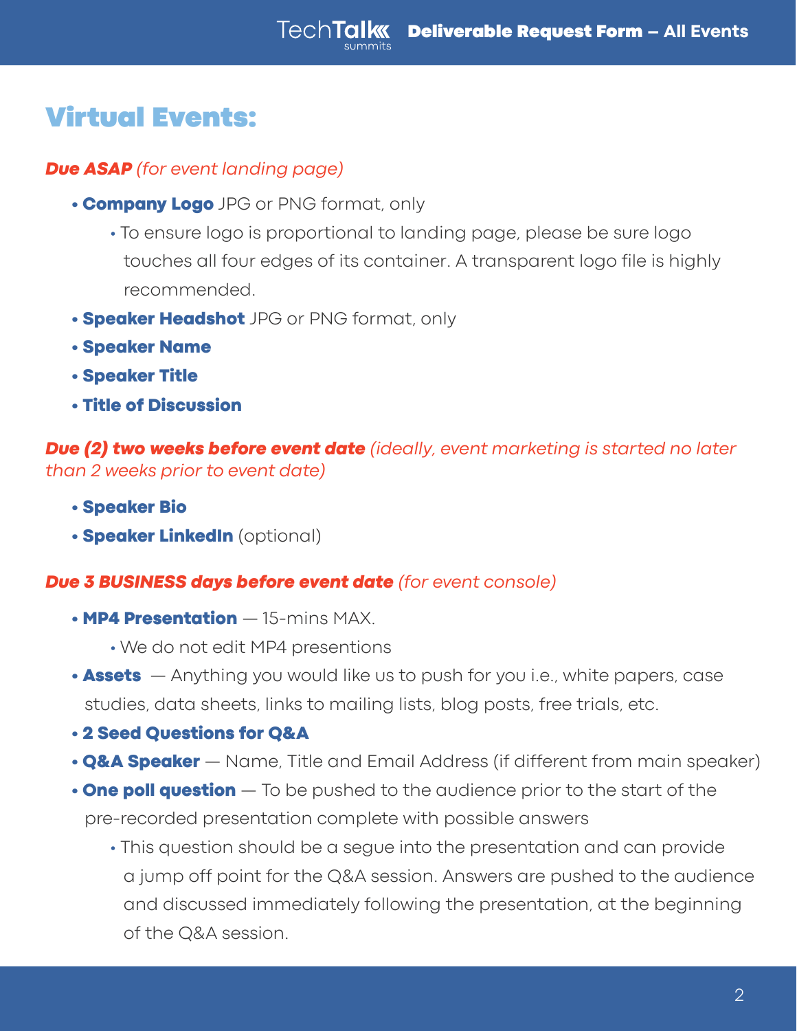# Virtual Events:

***Due ASAP** (for event landing page)*

- **Company Logo** JPG or PNG format, only
  - To ensure logo is proportional to landing page, please be sure logo touches all four edges of its container. A transparent logo file is highly recommended.
- **Speaker Headshot** JPG or PNG format, only
- **Speaker Name**
- **Speaker Title**
- **Title of Discussion**

***Due (2) two weeks before event date** (ideally, event marketing is started no later than 2 weeks prior to event date)*

- **Speaker Bio**
- **Speaker LinkedIn** (optional)

***Due 3 BUSINESS days before event date** (for event console)*

- **MP4 Presentation** — 15-mins MAX.
  - We do not edit MP4 presentions
- **Assets** — Anything you would like us to push for you i.e., white papers, case studies, data sheets, links to mailing lists, blog posts, free trials, etc.
- **2 Seed Questions for Q&A**
- **Q&A Speaker** — Name, Title and Email Address (if different from main speaker)
- **One poll question** — To be pushed to the audience prior to the start of the pre-recorded presentation complete with possible answers
  - This question should be a segue into the presentation and can provide a jump off point for the Q&A session. Answers are pushed to the audience and discussed immediately following the presentation, at the beginning of the Q&A session.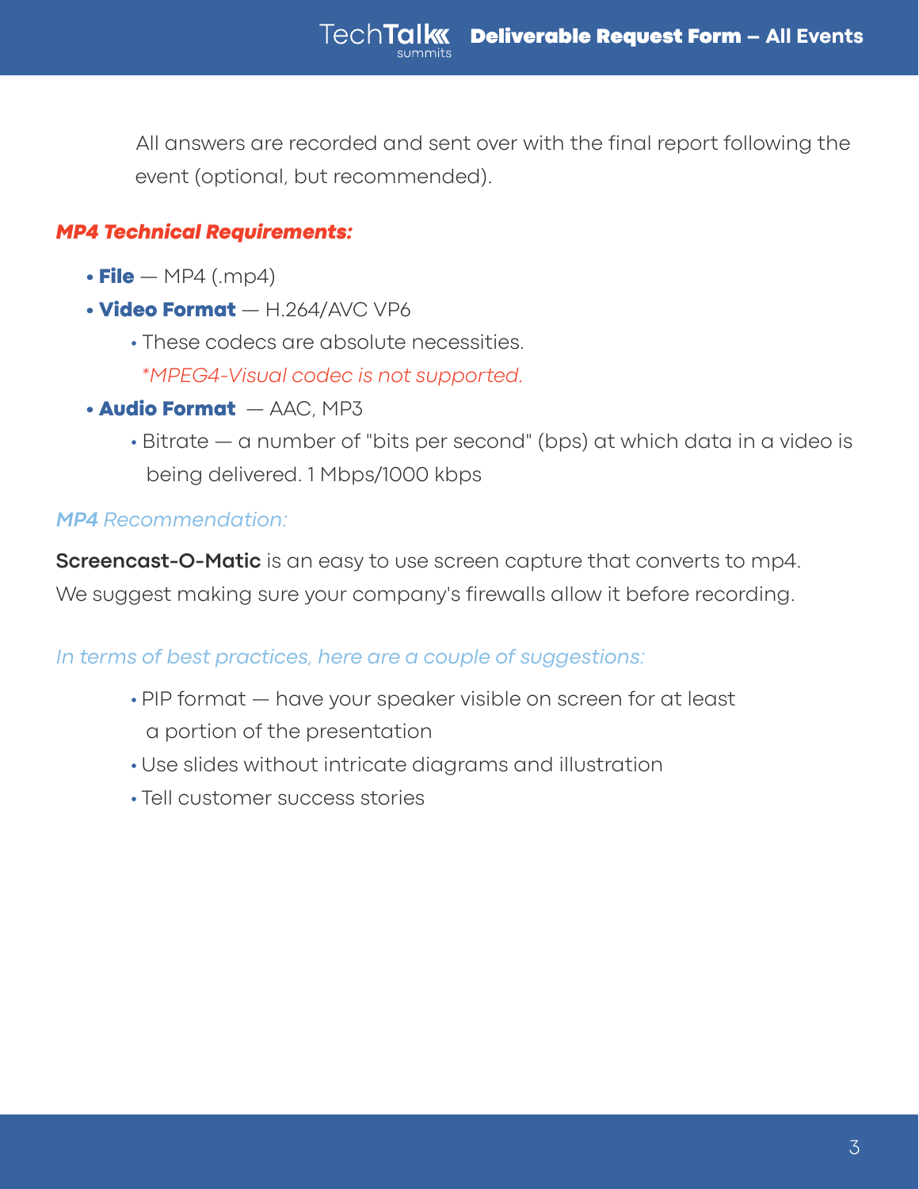All answers are recorded and sent over with the final report following the event (optional, but recommended).

***MP4 Technical Requirements:***

- **File** — MP4 (.mp4)
- **Video Format** — H.264/AVC VP6
  - These codecs are absolute necessities.

    *\*MPEG4-Visual codec is not supported.*
- **Audio Format** — AAC, MP3
  - Bitrate — a number of "bits per second" (bps) at which data in a video is being delivered. 1 Mbps/1000 kbps

*MP4 Recommendation:*

**Screencast-O-Matic** is an easy to use screen capture that converts to mp4. We suggest making sure your company's firewalls allow it before recording.

*In terms of best practices, here are a couple of suggestions:*

- PIP format — have your speaker visible on screen for at least a portion of the presentation
- Use slides without intricate diagrams and illustration
- Tell customer success stories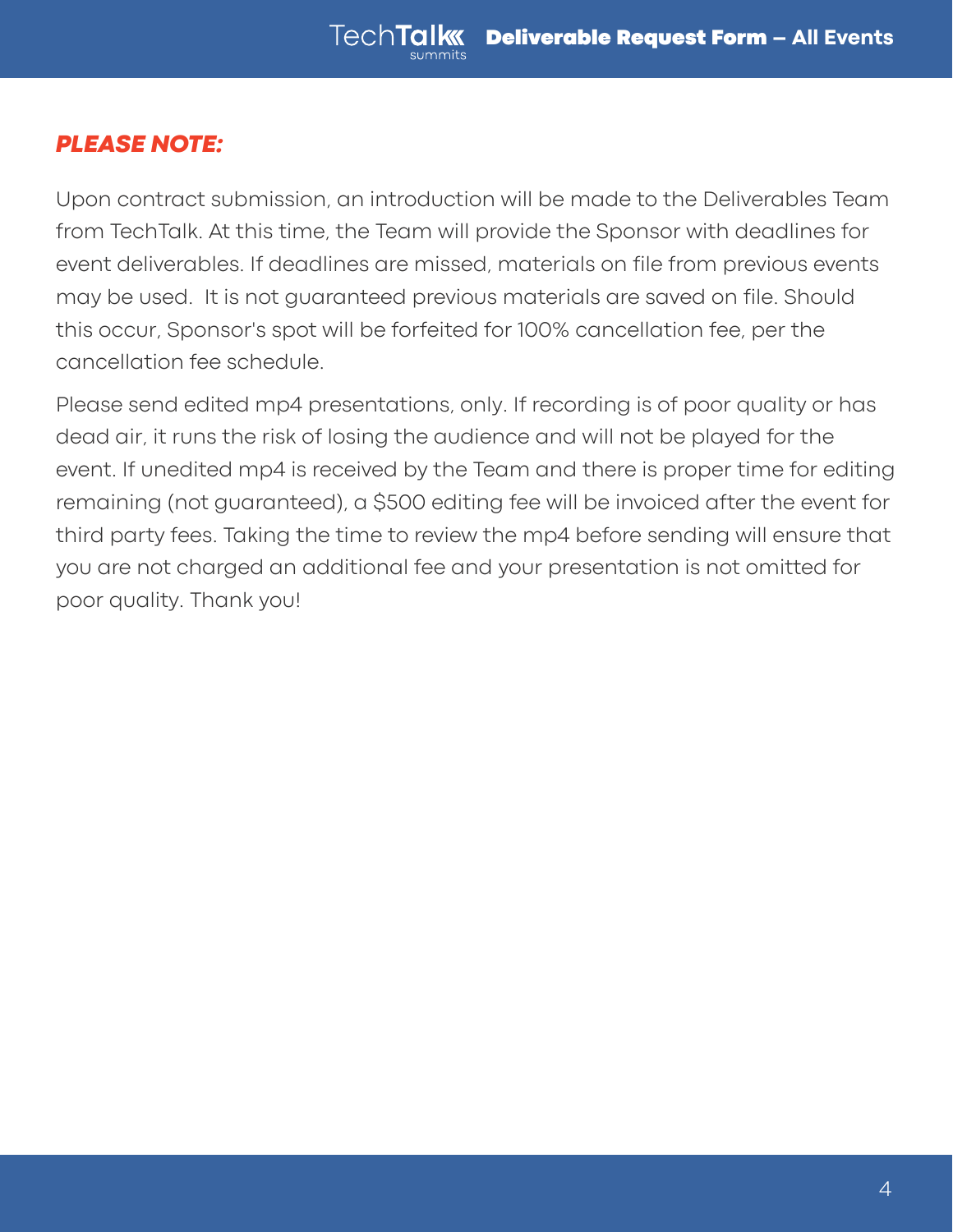***PLEASE NOTE:***

Upon contract submission, an introduction will be made to the Deliverables Team from TechTalk. At this time, the Team will provide the Sponsor with deadlines for event deliverables. If deadlines are missed, materials on file from previous events may be used. It is not guaranteed previous materials are saved on file. Should this occur, Sponsor's spot will be forfeited for 100% cancellation fee, per the cancellation fee schedule.

Please send edited mp4 presentations, only. If recording is of poor quality or has dead air, it runs the risk of losing the audience and will not be played for the event. If unedited mp4 is received by the Team and there is proper time for editing remaining (not guaranteed), a $500 editing fee will be invoiced after the event for third party fees. Taking the time to review the mp4 before sending will ensure that you are not charged an additional fee and your presentation is not omitted for poor quality. Thank you!